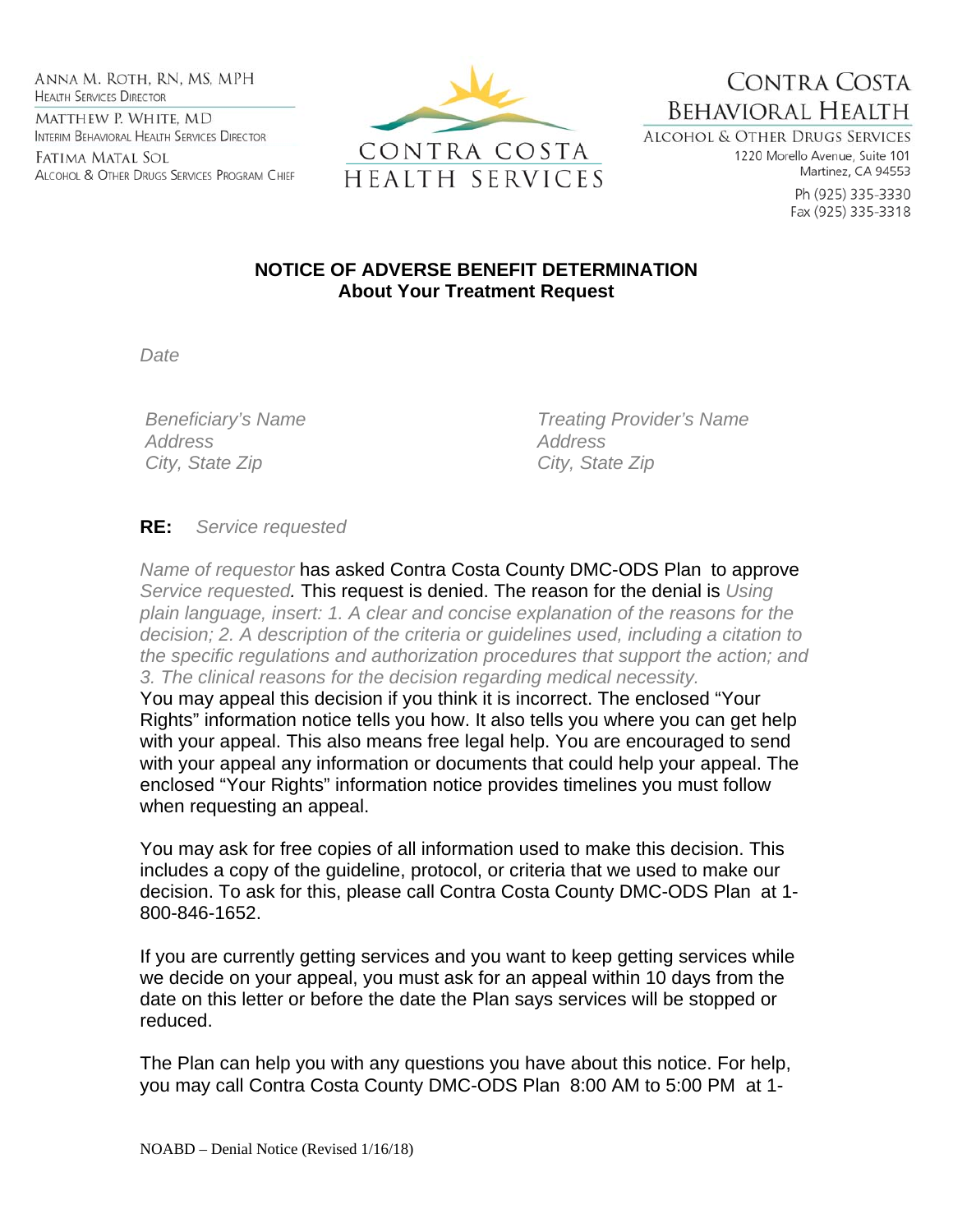ANNA M. ROTH, RN, MS, MPH
HEALTH SERVICES DIRECTOR

MATTHEW P. WHITE, MD
INTERIM BEHAVIORAL HEALTH SERVICES DIRECTOR

FATIMA MATAL SOL
ALCOHOL & OTHER DRUGS SERVICES PROGRAM CHIEF

CONTRA COSTA HEALTH SERVICES

CONTRA COSTA BEHAVIORAL HEALTH
ALCOHOL & OTHER DRUGS SERVICES
1220 Morello Avenue, Suite 101
Martinez, CA 94553
Ph (925) 335-3330
Fax (925) 335-3318

**NOTICE OF ADVERSE BENEFIT DETERMINATION**
**About Your Treatment Request**

*Date*

*Beneficiary's Name*
*Address*
*City, State Zip*

*Treating Provider's Name*
*Address*
*City, State Zip*

**RE:** *Service requested*

*Name of requestor* has asked Contra Costa County DMC-ODS Plan to approve *Service requested.* This request is denied. The reason for the denial is *Using plain language, insert: 1. A clear and concise explanation of the reasons for the decision; 2. A description of the criteria or guidelines used, including a citation to the specific regulations and authorization procedures that support the action; and 3. The clinical reasons for the decision regarding medical necessity.*
You may appeal this decision if you think it is incorrect. The enclosed "Your Rights" information notice tells you how. It also tells you where you can get help with your appeal. This also means free legal help. You are encouraged to send with your appeal any information or documents that could help your appeal. The enclosed "Your Rights" information notice provides timelines you must follow when requesting an appeal.

You may ask for free copies of all information used to make this decision. This includes a copy of the guideline, protocol, or criteria that we used to make our decision. To ask for this, please call Contra Costa County DMC-ODS Plan at 1-800-846-1652.

If you are currently getting services and you want to keep getting services while we decide on your appeal, you must ask for an appeal within 10 days from the date on this letter or before the date the Plan says services will be stopped or reduced.

The Plan can help you with any questions you have about this notice. For help, you may call Contra Costa County DMC-ODS Plan 8:00 AM to 5:00 PM at 1-

NOABD – Denial Notice (Revised 1/16/18)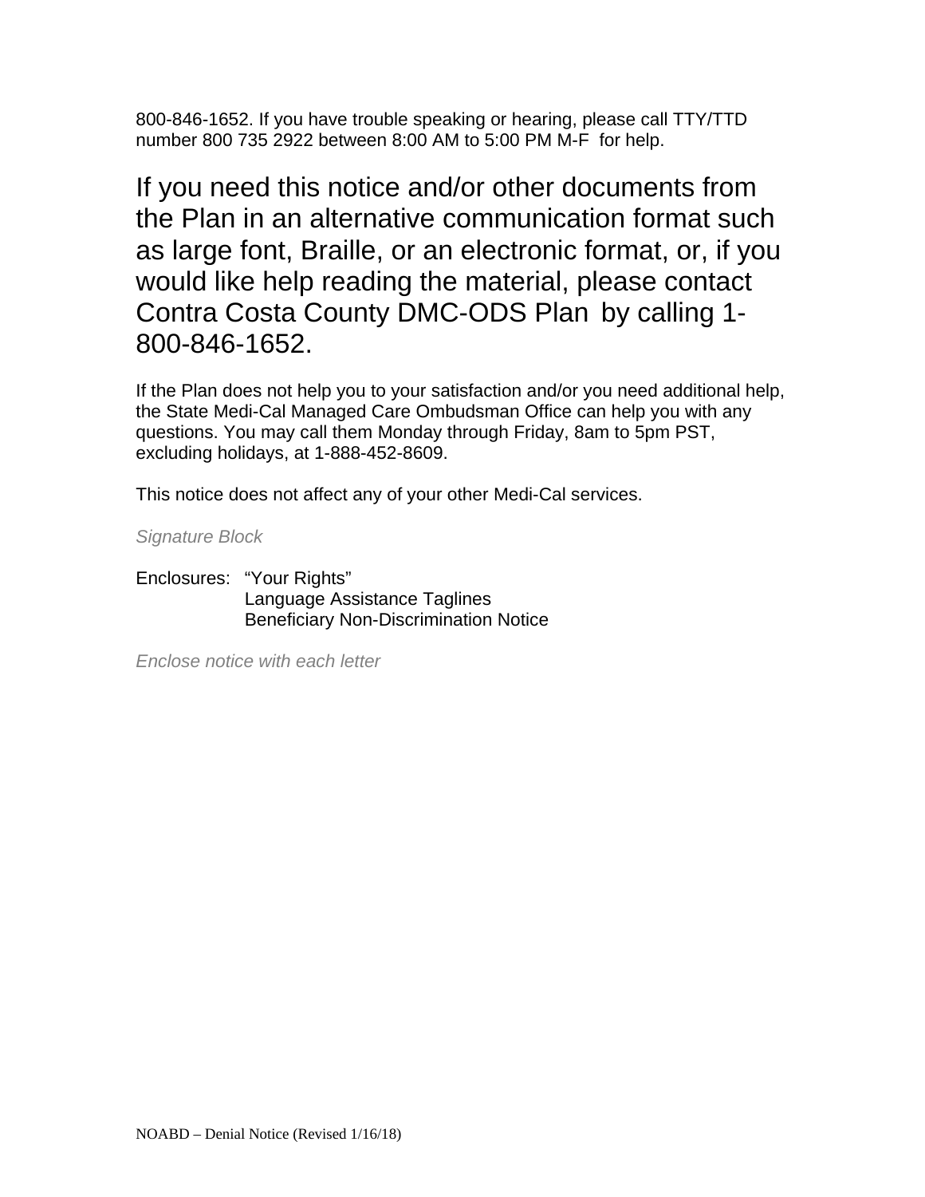800-846-1652. If you have trouble speaking or hearing, please call TTY/TTD number 800 735 2922 between 8:00 AM to 5:00 PM M-F for help.

If you need this notice and/or other documents from the Plan in an alternative communication format such as large font, Braille, or an electronic format, or, if you would like help reading the material, please contact Contra Costa County DMC-ODS Plan by calling 1-800-846-1652.

If the Plan does not help you to your satisfaction and/or you need additional help, the State Medi-Cal Managed Care Ombudsman Office can help you with any questions. You may call them Monday through Friday, 8am to 5pm PST, excluding holidays, at 1-888-452-8609.

This notice does not affect any of your other Medi-Cal services.

*Signature Block*

Enclosures: "Your Rights"
Language Assistance Taglines
Beneficiary Non-Discrimination Notice

*Enclose notice with each letter*

NOABD – Denial Notice (Revised 1/16/18)